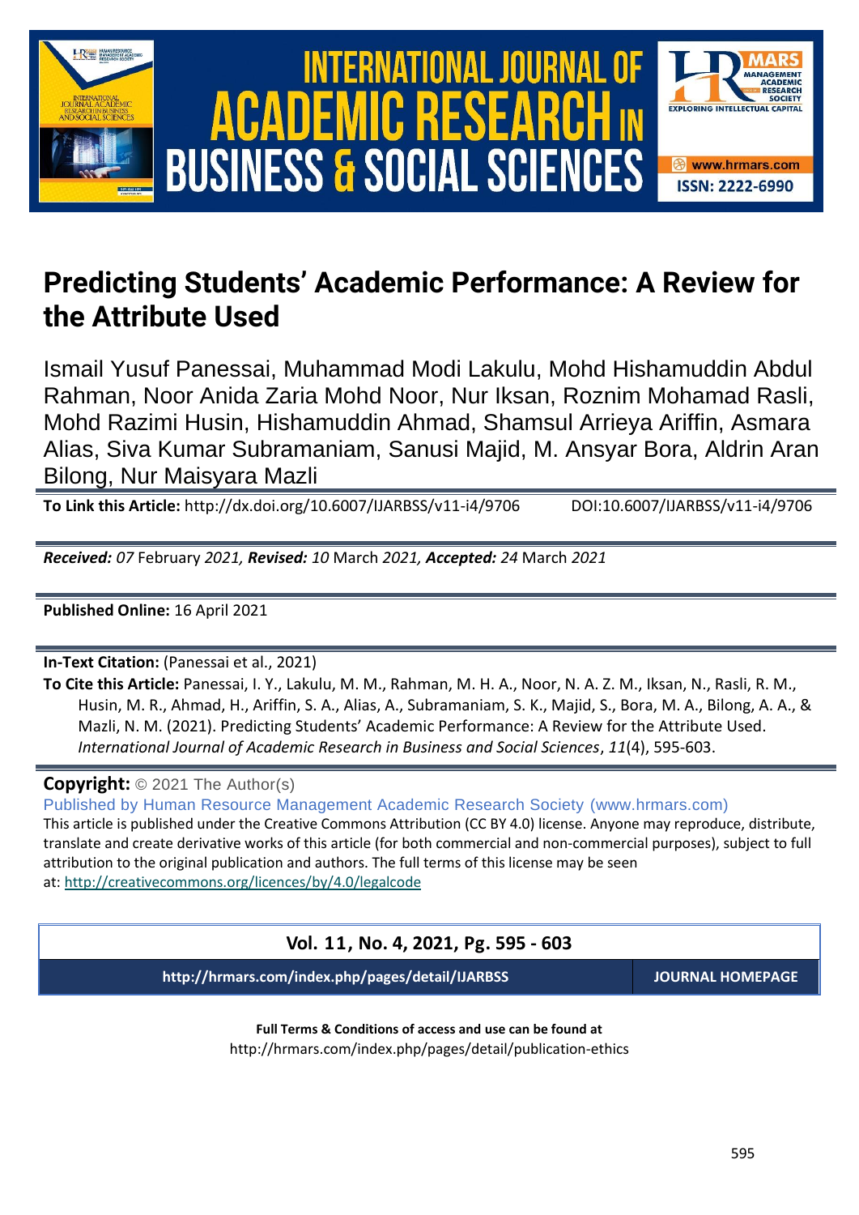# Predicting Students' Academic Performance: A Review for the Attribute Used

Ismail Yusuf Panessai, Muhammad Modi Lakulu, Mohd Hishamuddin Abdul Rahman, Noor Anida Zaria Mohd Noor, Nur Iksan, Roznim Mohamad Rasli, Mohd Razimi Husin, Hishamuddin Ahmad, Shamsul Arrieya Ariffin, Asmara Alias, Siva Kumar Subramaniam, Sanusi Majid, M. Ansyar Bora, Aldrin Aran Bilong, Nur Maisyara Mazli

**To Link this Article:** http://dx.doi.org/10.6007/IJARBSS/v11-i4/9706 DOI:10.6007/IJARBSS/v11-i4/9706

***Received:*** *07* February *2021,* ***Revised:*** *10* March *2021,* ***Accepted:*** *24* March *2021*

**Published Online:** 16 April 2021

**In-Text Citation:** (Panessai et al., 2021)

**To Cite this Article:** Panessai, I. Y., Lakulu, M. M., Rahman, M. H. A., Noor, N. A. Z. M., Iksan, N., Rasli, R. M., Husin, M. R., Ahmad, H., Ariffin, S. A., Alias, A., Subramaniam, S. K., Majid, S., Bora, M. A., Bilong, A. A., & Mazli, N. M. (2021). Predicting Students' Academic Performance: A Review for the Attribute Used. *International Journal of Academic Research in Business and Social Sciences*, *11*(4), 595-603.

**Copyright:** © 2021 The Author(s)

Published by Human Resource Management Academic Research Society (www.hrmars.com)

This article is published under the Creative Commons Attribution (CC BY 4.0) license. Anyone may reproduce, distribute, translate and create derivative works of this article (for both commercial and non-commercial purposes), subject to full attribution to the original publication and authors. The full terms of this license may be seen at: http://creativecommons.org/licences/by/4.0/legalcode

**Vol. 11, No. 4, 2021, Pg. 595 - 603**

**http://hrmars.com/index.php/pages/detail/IJARBSS** **JOURNAL HOMEPAGE**

**Full Terms & Conditions of access and use can be found at**

http://hrmars.com/index.php/pages/detail/publication-ethics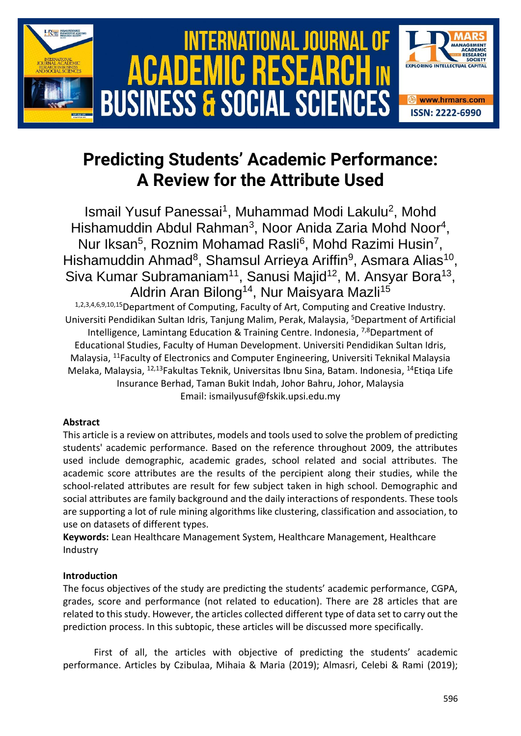# Predicting Students' Academic Performance: A Review for the Attribute Used

Ismail Yusuf Panessai[1], Muhammad Modi Lakulu[2], Mohd Hishamuddin Abdul Rahman[3], Noor Anida Zaria Mohd Noor[4], Nur Iksan[5], Roznim Mohamad Rasli[6], Mohd Razimi Husin[7], Hishamuddin Ahmad[8], Shamsul Arrieya Ariffin[9], Asmara Alias[10], Siva Kumar Subramaniam[11], Sanusi Majid[12], M. Ansyar Bora[13], Aldrin Aran Bilong[14], Nur Maisyara Mazli[15]

[1,2,3,4,6,9,10,15]Department of Computing, Faculty of Art, Computing and Creative Industry. Universiti Pendidikan Sultan Idris, Tanjung Malim, Perak, Malaysia, [5]Department of Artificial Intelligence, Lamintang Education & Training Centre. Indonesia, [7,8]Department of Educational Studies, Faculty of Human Development. Universiti Pendidikan Sultan Idris, Malaysia, [11]Faculty of Electronics and Computer Engineering, Universiti Teknikal Malaysia Melaka, Malaysia, [12,13]Fakultas Teknik, Universitas Ibnu Sina, Batam. Indonesia, [14]Etiqa Life Insurance Berhad, Taman Bukit Indah, Johor Bahru, Johor, Malaysia
Email: ismailyusuf@fskik.upsi.edu.my

### Abstract

This article is a review on attributes, models and tools used to solve the problem of predicting students' academic performance. Based on the reference throughout 2009, the attributes used include demographic, academic grades, school related and social attributes. The academic score attributes are the results of the percipient along their studies, while the school-related attributes are result for few subject taken in high school. Demographic and social attributes are family background and the daily interactions of respondents. These tools are supporting a lot of rule mining algorithms like clustering, classification and association, to use on datasets of different types.

**Keywords:** Lean Healthcare Management System, Healthcare Management, Healthcare Industry

### Introduction

The focus objectives of the study are predicting the students' academic performance, CGPA, grades, score and performance (not related to education). There are 28 articles that are related to this study. However, the articles collected different type of data set to carry out the prediction process. In this subtopic, these articles will be discussed more specifically.

First of all, the articles with objective of predicting the students' academic performance. Articles by Czibulaa, Mihaia & Maria (2019); Almasri, Celebi & Rami (2019);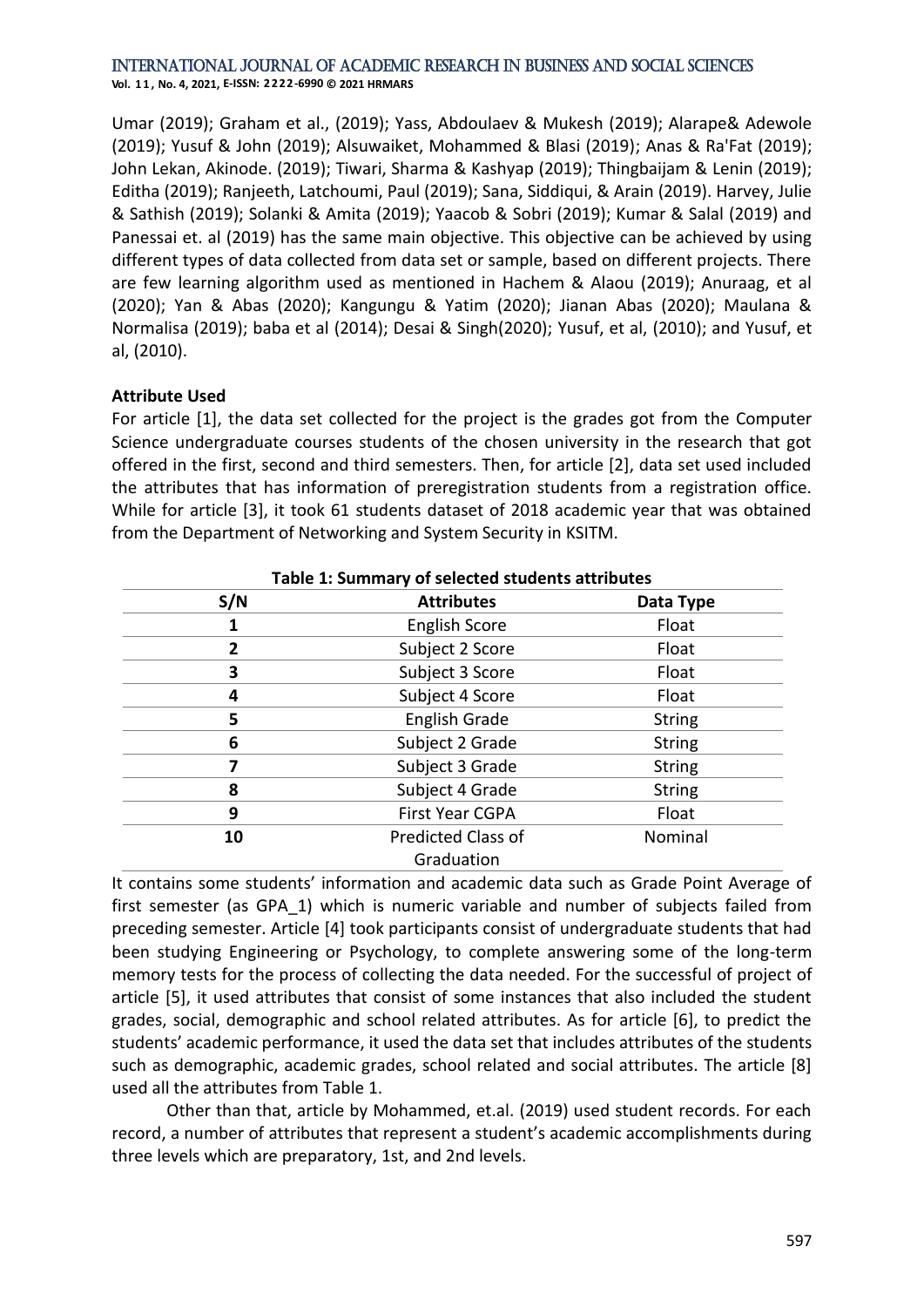Umar (2019); Graham et al., (2019); Yass, Abdoulaev & Mukesh (2019); Alarape& Adewole (2019); Yusuf & John (2019); Alsuwaiket, Mohammed & Blasi (2019); Anas & Ra'Fat (2019); John Lekan, Akinode. (2019); Tiwari, Sharma & Kashyap (2019); Thingbaijam & Lenin (2019); Editha (2019); Ranjeeth, Latchoumi, Paul (2019); Sana, Siddiqui, & Arain (2019). Harvey, Julie & Sathish (2019); Solanki & Amita (2019); Yaacob & Sobri (2019); Kumar & Salal (2019) and Panessai et. al (2019) has the same main objective. This objective can be achieved by using different types of data collected from data set or sample, based on different projects. There are few learning algorithm used as mentioned in Hachem & Alaou (2019); Anuraag, et al (2020); Yan & Abas (2020); Kangungu & Yatim (2020); Jianan Abas (2020); Maulana & Normalisa (2019); baba et al (2014); Desai & Singh(2020); Yusuf, et al, (2010); and Yusuf, et al, (2010).

**Attribute Used**

For article [1], the data set collected for the project is the grades got from the Computer Science undergraduate courses students of the chosen university in the research that got offered in the first, second and third semesters. Then, for article [2], data set used included the attributes that has information of preregistration students from a registration office. While for article [3], it took 61 students dataset of 2018 academic year that was obtained from the Department of Networking and System Security in KSITM.

**Table 1: Summary of selected students attributes**

| S/N | Attributes | Data Type |
|---|---|---|
| **1** | English Score | Float |
| **2** | Subject 2 Score | Float |
| **3** | Subject 3 Score | Float |
| **4** | Subject 4 Score | Float |
| **5** | English Grade | String |
| **6** | Subject 2 Grade | String |
| **7** | Subject 3 Grade | String |
| **8** | Subject 4 Grade | String |
| **9** | First Year CGPA | Float |
| **10** | Predicted Class of Graduation | Nominal |

It contains some students' information and academic data such as Grade Point Average of first semester (as GPA_1) which is numeric variable and number of subjects failed from preceding semester. Article [4] took participants consist of undergraduate students that had been studying Engineering or Psychology, to complete answering some of the long-term memory tests for the process of collecting the data needed. For the successful of project of article [5], it used attributes that consist of some instances that also included the student grades, social, demographic and school related attributes. As for article [6], to predict the students' academic performance, it used the data set that includes attributes of the students such as demographic, academic grades, school related and social attributes. The article [8] used all the attributes from Table 1.

Other than that, article by Mohammed, et.al. (2019) used student records. For each record, a number of attributes that represent a student's academic accomplishments during three levels which are preparatory, 1st, and 2nd levels.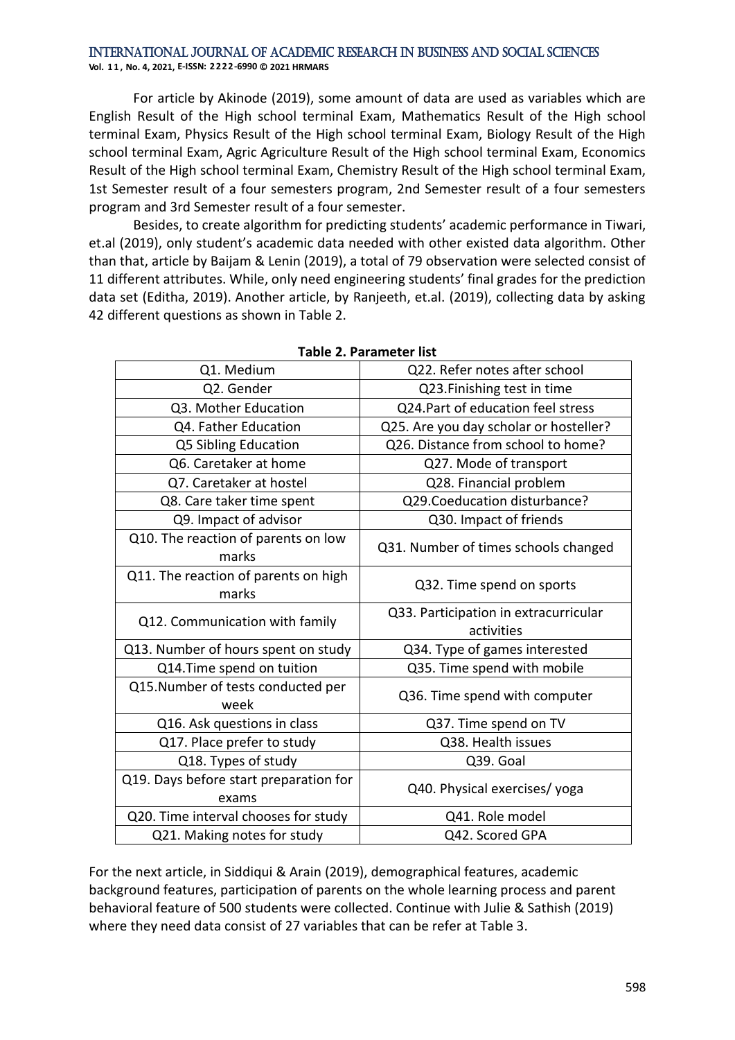For article by Akinode (2019), some amount of data are used as variables which are English Result of the High school terminal Exam, Mathematics Result of the High school terminal Exam, Physics Result of the High school terminal Exam, Biology Result of the High school terminal Exam, Agric Agriculture Result of the High school terminal Exam, Economics Result of the High school terminal Exam, Chemistry Result of the High school terminal Exam, 1st Semester result of a four semesters program, 2nd Semester result of a four semesters program and 3rd Semester result of a four semester.

Besides, to create algorithm for predicting students' academic performance in Tiwari, et.al (2019), only student's academic data needed with other existed data algorithm. Other than that, article by Baijam & Lenin (2019), a total of 79 observation were selected consist of 11 different attributes. While, only need engineering students' final grades for the prediction data set (Editha, 2019). Another article, by Ranjeeth, et.al. (2019), collecting data by asking 42 different questions as shown in Table 2.

**Table 2. Parameter list**

| | |
|---|---|
| Q1. Medium | Q22. Refer notes after school |
| Q2. Gender | Q23.Finishing test in time |
| Q3. Mother Education | Q24.Part of education feel stress |
| Q4. Father Education | Q25. Are you day scholar or hosteller? |
| Q5 Sibling Education | Q26. Distance from school to home? |
| Q6. Caretaker at home | Q27. Mode of transport |
| Q7. Caretaker at hostel | Q28. Financial problem |
| Q8. Care taker time spent | Q29.Coeducation disturbance? |
| Q9. Impact of advisor | Q30. Impact of friends |
| Q10. The reaction of parents on low marks | Q31. Number of times schools changed |
| Q11. The reaction of parents on high marks | Q32. Time spend on sports |
| Q12. Communication with family | Q33. Participation in extracurricular activities |
| Q13. Number of hours spent on study | Q34. Type of games interested |
| Q14.Time spend on tuition | Q35. Time spend with mobile |
| Q15.Number of tests conducted per week | Q36. Time spend with computer |
| Q16. Ask questions in class | Q37. Time spend on TV |
| Q17. Place prefer to study | Q38. Health issues |
| Q18. Types of study | Q39. Goal |
| Q19. Days before start preparation for exams | Q40. Physical exercises/ yoga |
| Q20. Time interval chooses for study | Q41. Role model |
| Q21. Making notes for study | Q42. Scored GPA |

For the next article, in Siddiqui & Arain (2019), demographical features, academic background features, participation of parents on the whole learning process and parent behavioral feature of 500 students were collected. Continue with Julie & Sathish (2019) where they need data consist of 27 variables that can be refer at Table 3.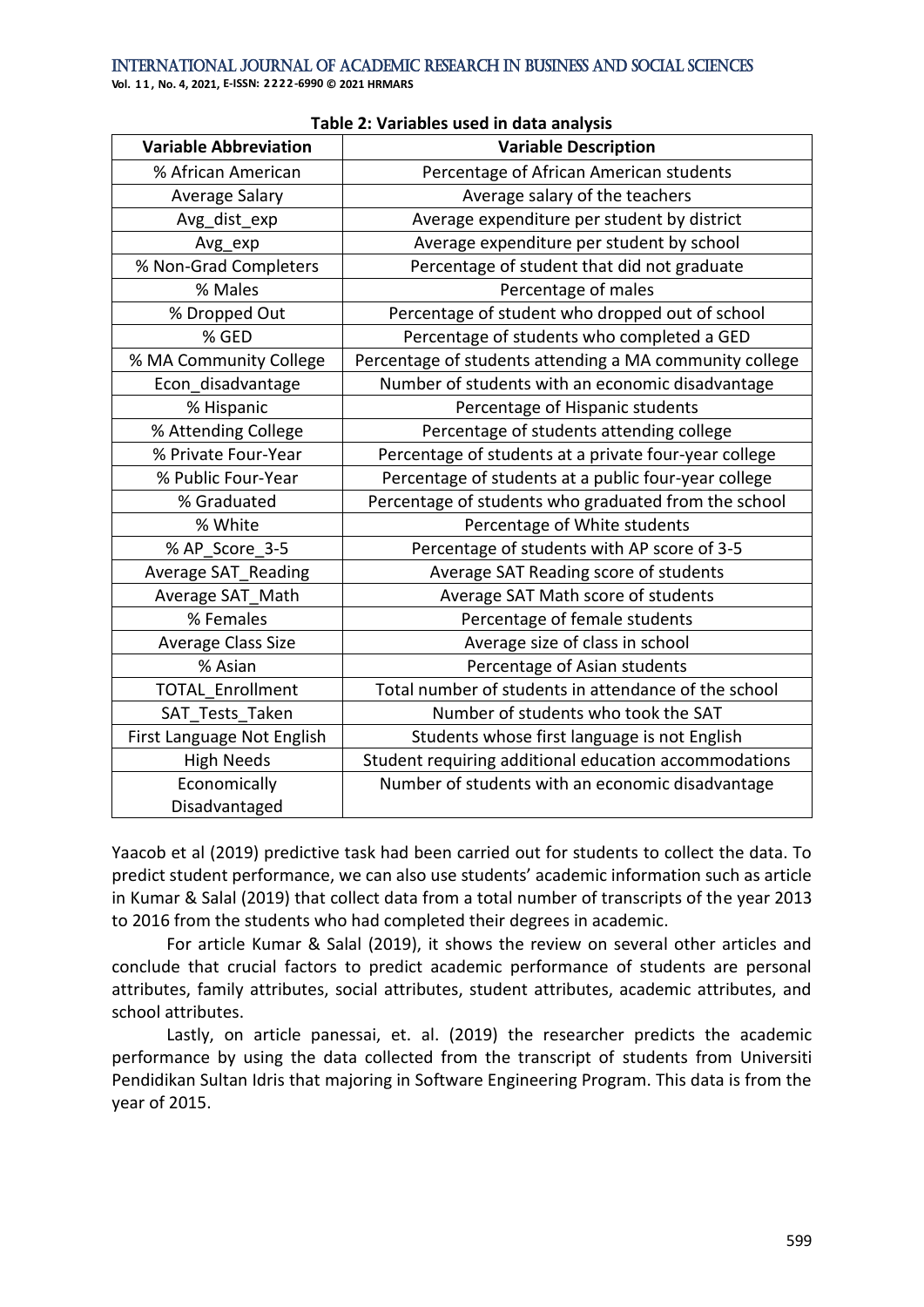**Table 2: Variables used in data analysis**

| Variable Abbreviation | Variable Description |
| --- | --- |
| % African American | Percentage of African American students |
| Average Salary | Average salary of the teachers |
| Avg_dist_exp | Average expenditure per student by district |
| Avg_exp | Average expenditure per student by school |
| % Non-Grad Completers | Percentage of student that did not graduate |
| % Males | Percentage of males |
| % Dropped Out | Percentage of student who dropped out of school |
| % GED | Percentage of students who completed a GED |
| % MA Community College | Percentage of students attending a MA community college |
| Econ_disadvantage | Number of students with an economic disadvantage |
| % Hispanic | Percentage of Hispanic students |
| % Attending College | Percentage of students attending college |
| % Private Four-Year | Percentage of students at a private four-year college |
| % Public Four-Year | Percentage of students at a public four-year college |
| % Graduated | Percentage of students who graduated from the school |
| % White | Percentage of White students |
| % AP_Score_3-5 | Percentage of students with AP score of 3-5 |
| Average SAT_Reading | Average SAT Reading score of students |
| Average SAT_Math | Average SAT Math score of students |
| % Females | Percentage of female students |
| Average Class Size | Average size of class in school |
| % Asian | Percentage of Asian students |
| TOTAL_Enrollment | Total number of students in attendance of the school |
| SAT_Tests_Taken | Number of students who took the SAT |
| First Language Not English | Students whose first language is not English |
| High Needs | Student requiring additional education accommodations |
| Economically Disadvantaged | Number of students with an economic disadvantage |

Yaacob et al (2019) predictive task had been carried out for students to collect the data. To predict student performance, we can also use students' academic information such as article in Kumar & Salal (2019) that collect data from a total number of transcripts of the year 2013 to 2016 from the students who had completed their degrees in academic.

For article Kumar & Salal (2019), it shows the review on several other articles and conclude that crucial factors to predict academic performance of students are personal attributes, family attributes, social attributes, student attributes, academic attributes, and school attributes.

Lastly, on article panessai, et. al. (2019) the researcher predicts the academic performance by using the data collected from the transcript of students from Universiti Pendidikan Sultan Idris that majoring in Software Engineering Program. This data is from the year of 2015.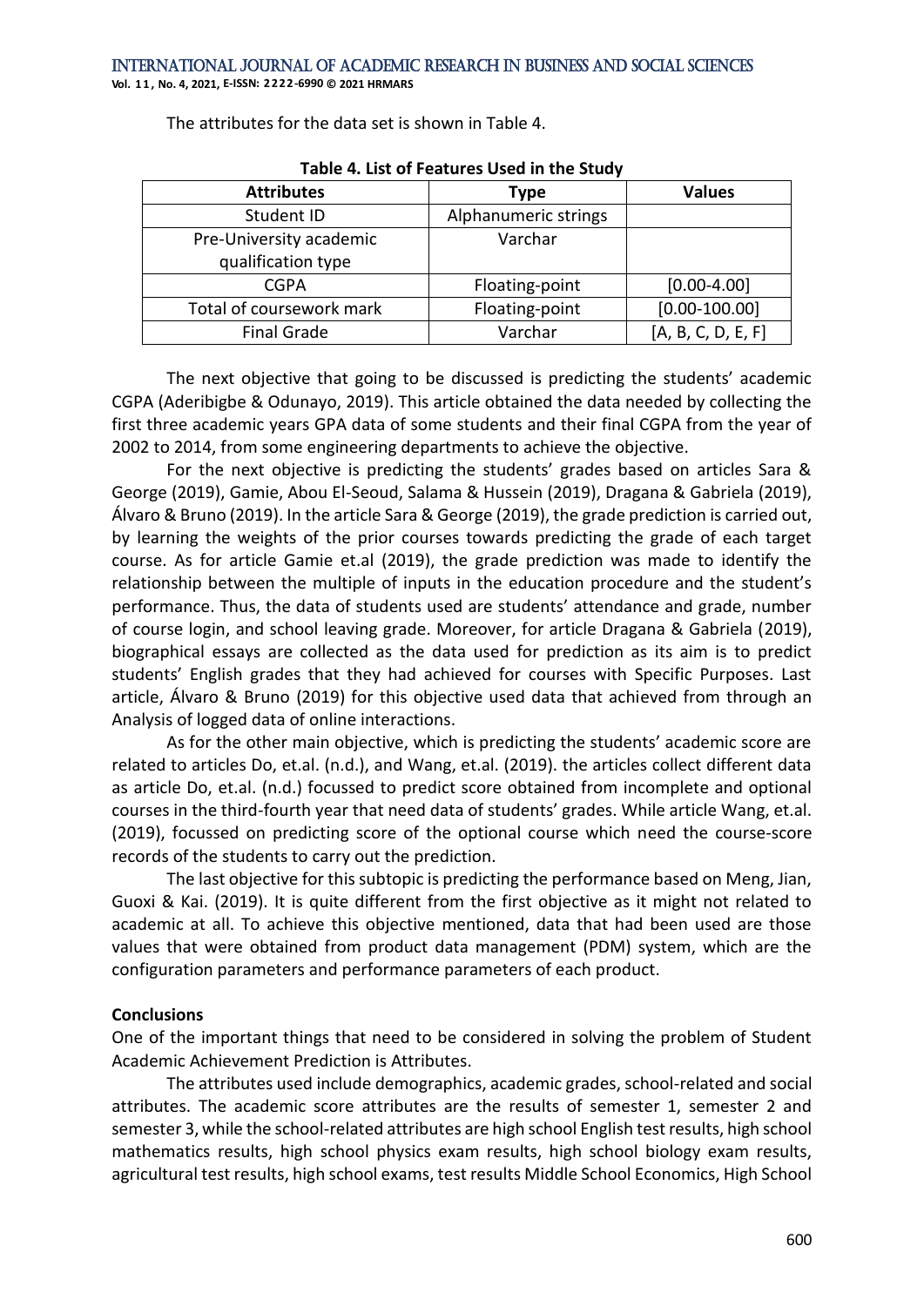The attributes for the data set is shown in Table 4.

**Table 4. List of Features Used in the Study**

| Attributes | Type | Values |
|---|---|---|
| Student ID | Alphanumeric strings | |
| Pre-University academic qualification type | Varchar | |
| CGPA | Floating-point | [0.00-4.00] |
| Total of coursework mark | Floating-point | [0.00-100.00] |
| Final Grade | Varchar | [A, B, C, D, E, F] |

The next objective that going to be discussed is predicting the students' academic CGPA (Aderibigbe & Odunayo, 2019). This article obtained the data needed by collecting the first three academic years GPA data of some students and their final CGPA from the year of 2002 to 2014, from some engineering departments to achieve the objective.

For the next objective is predicting the students' grades based on articles Sara & George (2019), Gamie, Abou El-Seoud, Salama & Hussein (2019), Dragana & Gabriela (2019), Álvaro & Bruno (2019). In the article Sara & George (2019), the grade prediction is carried out, by learning the weights of the prior courses towards predicting the grade of each target course. As for article Gamie et.al (2019), the grade prediction was made to identify the relationship between the multiple of inputs in the education procedure and the student's performance. Thus, the data of students used are students' attendance and grade, number of course login, and school leaving grade. Moreover, for article Dragana & Gabriela (2019), biographical essays are collected as the data used for prediction as its aim is to predict students' English grades that they had achieved for courses with Specific Purposes. Last article, Álvaro & Bruno (2019) for this objective used data that achieved from through an Analysis of logged data of online interactions.

As for the other main objective, which is predicting the students' academic score are related to articles Do, et.al. (n.d.), and Wang, et.al. (2019). the articles collect different data as article Do, et.al. (n.d.) focussed to predict score obtained from incomplete and optional courses in the third-fourth year that need data of students' grades. While article Wang, et.al. (2019), focussed on predicting score of the optional course which need the course-score records of the students to carry out the prediction.

The last objective for this subtopic is predicting the performance based on Meng, Jian, Guoxi & Kai. (2019). It is quite different from the first objective as it might not related to academic at all. To achieve this objective mentioned, data that had been used are those values that were obtained from product data management (PDM) system, which are the configuration parameters and performance parameters of each product.

## Conclusions

One of the important things that need to be considered in solving the problem of Student Academic Achievement Prediction is Attributes.

The attributes used include demographics, academic grades, school-related and social attributes. The academic score attributes are the results of semester 1, semester 2 and semester 3, while the school-related attributes are high school English test results, high school mathematics results, high school physics exam results, high school biology exam results, agricultural test results, high school exams, test results Middle School Economics, High School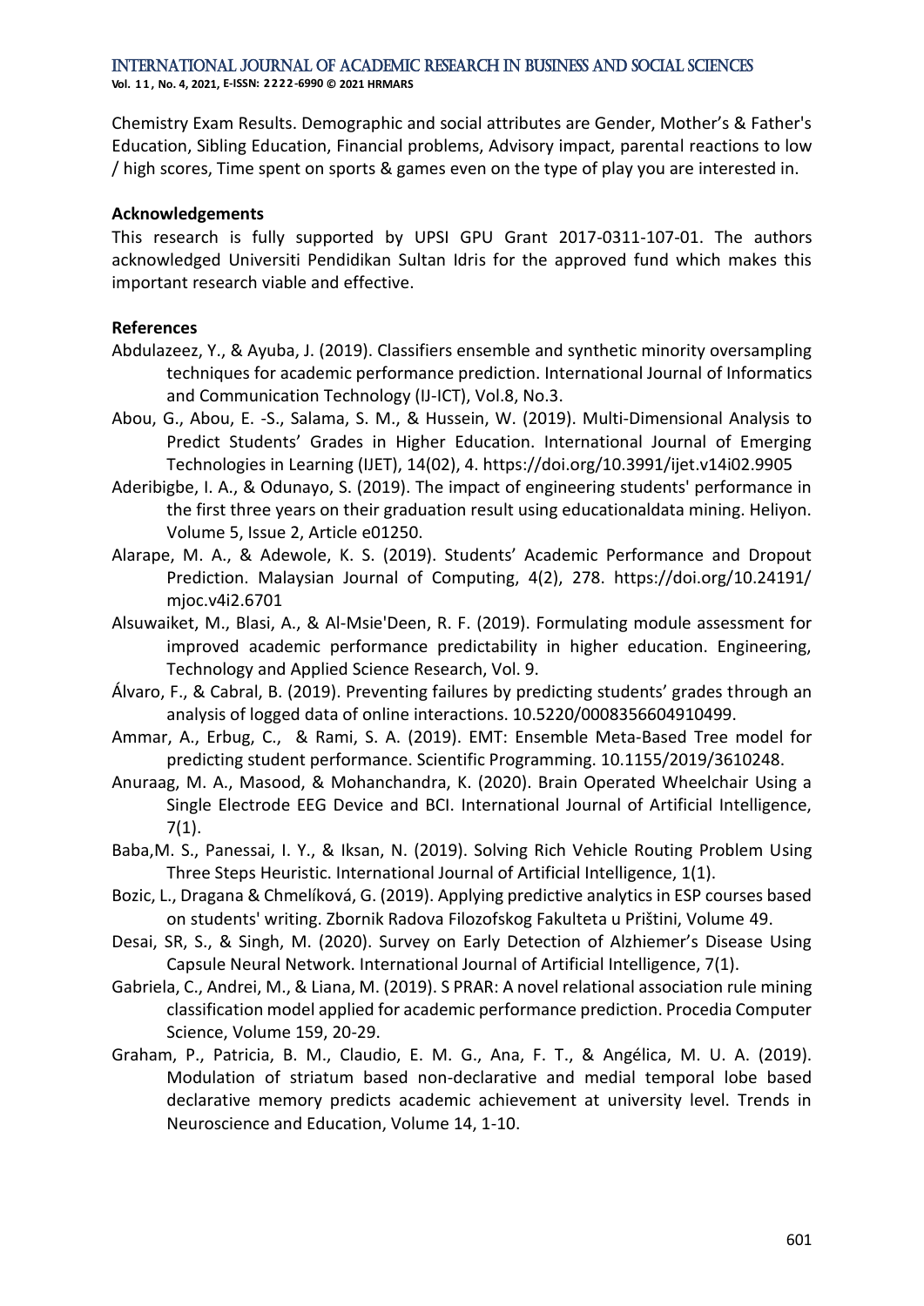Chemistry Exam Results. Demographic and social attributes are Gender, Mother's & Father's Education, Sibling Education, Financial problems, Advisory impact, parental reactions to low / high scores, Time spent on sports & games even on the type of play you are interested in.

### Acknowledgements

This research is fully supported by UPSI GPU Grant 2017-0311-107-01. The authors acknowledged Universiti Pendidikan Sultan Idris for the approved fund which makes this important research viable and effective.

### References

Abdulazeez, Y., & Ayuba, J. (2019). Classifiers ensemble and synthetic minority oversampling techniques for academic performance prediction. International Journal of Informatics and Communication Technology (IJ-ICT), Vol.8, No.3.

Abou, G., Abou, E. -S., Salama, S. M., & Hussein, W. (2019). Multi-Dimensional Analysis to Predict Students' Grades in Higher Education. International Journal of Emerging Technologies in Learning (IJET), 14(02), 4. https://doi.org/10.3991/ijet.v14i02.9905

Aderibigbe, I. A., & Odunayo, S. (2019). The impact of engineering students' performance in the first three years on their graduation result using educationaldata mining. Heliyon. Volume 5, Issue 2, Article e01250.

Alarape, M. A., & Adewole, K. S. (2019). Students' Academic Performance and Dropout Prediction. Malaysian Journal of Computing, 4(2), 278. https://doi.org/10.24191/ mjoc.v4i2.6701

Alsuwaiket, M., Blasi, A., & Al-Msie'Deen, R. F. (2019). Formulating module assessment for improved academic performance predictability in higher education. Engineering, Technology and Applied Science Research, Vol. 9.

Álvaro, F., & Cabral, B. (2019). Preventing failures by predicting students' grades through an analysis of logged data of online interactions. 10.5220/0008356604910499.

Ammar, A., Erbug, C., & Rami, S. A. (2019). EMT: Ensemble Meta-Based Tree model for predicting student performance. Scientific Programming. 10.1155/2019/3610248.

Anuraag, M. A., Masood, & Mohanchandra, K. (2020). Brain Operated Wheelchair Using a Single Electrode EEG Device and BCI. International Journal of Artificial Intelligence, 7(1).

Baba,M. S., Panessai, I. Y., & Iksan, N. (2019). Solving Rich Vehicle Routing Problem Using Three Steps Heuristic. International Journal of Artificial Intelligence, 1(1).

Bozic, L., Dragana & Chmelíková, G. (2019). Applying predictive analytics in ESP courses based on students' writing. Zbornik Radova Filozofskog Fakulteta u Prištini, Volume 49.

Desai, SR, S., & Singh, M. (2020). Survey on Early Detection of Alzhiemer's Disease Using Capsule Neural Network. International Journal of Artificial Intelligence, 7(1).

Gabriela, C., Andrei, M., & Liana, M. (2019). S PRAR: A novel relational association rule mining classification model applied for academic performance prediction. Procedia Computer Science, Volume 159, 20-29.

Graham, P., Patricia, B. M., Claudio, E. M. G., Ana, F. T., & Angélica, M. U. A. (2019). Modulation of striatum based non-declarative and medial temporal lobe based declarative memory predicts academic achievement at university level. Trends in Neuroscience and Education, Volume 14, 1-10.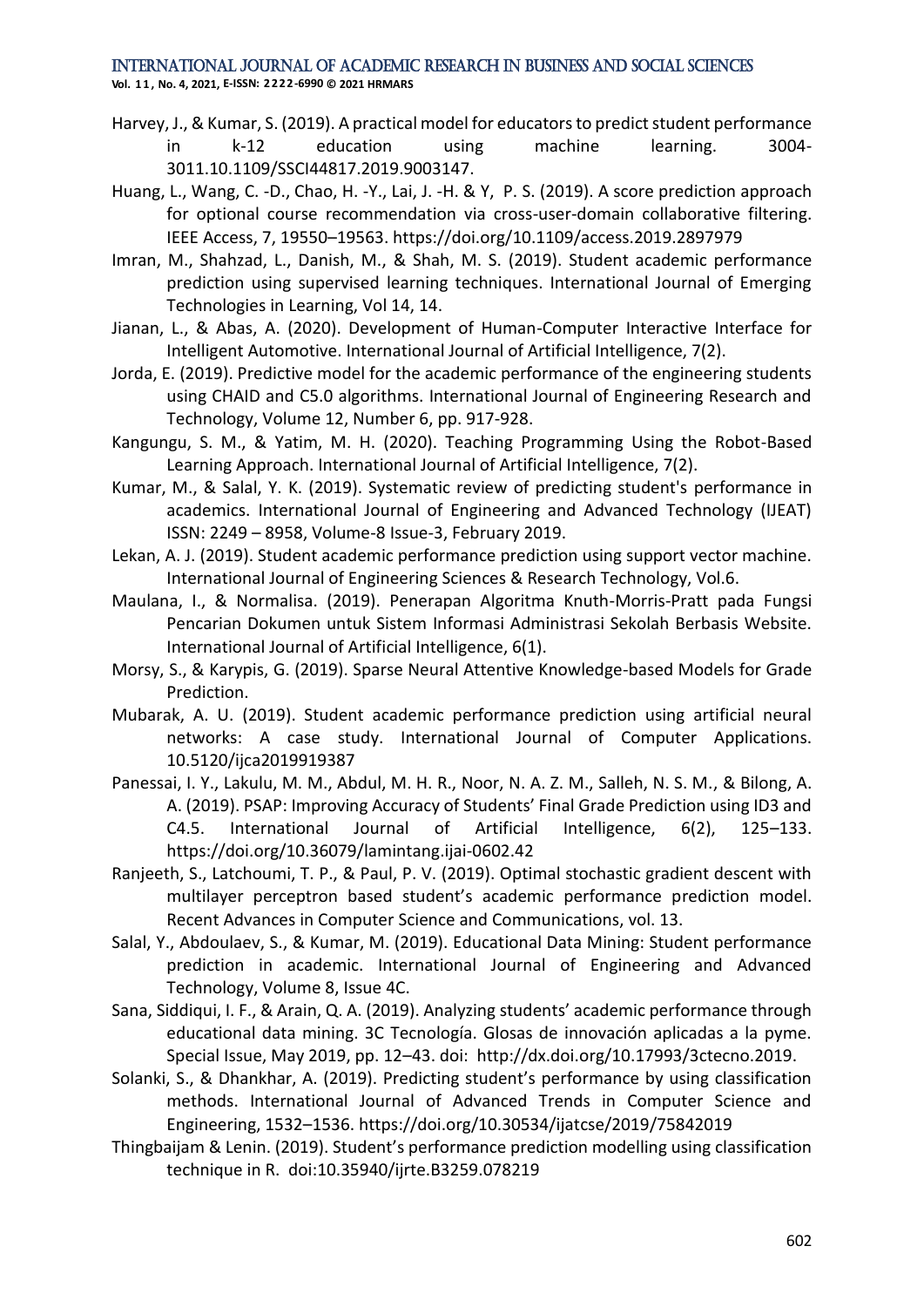Harvey, J., & Kumar, S. (2019). A practical model for educators to predict student performance in k-12 education using machine learning. 3004-3011.10.1109/SSCI44817.2019.9003147.

Huang, L., Wang, C. -D., Chao, H. -Y., Lai, J. -H. & Y, P. S. (2019). A score prediction approach for optional course recommendation via cross-user-domain collaborative filtering. IEEE Access, 7, 19550–19563. https://doi.org/10.1109/access.2019.2897979

Imran, M., Shahzad, L., Danish, M., & Shah, M. S. (2019). Student academic performance prediction using supervised learning techniques. International Journal of Emerging Technologies in Learning, Vol 14, 14.

Jianan, L., & Abas, A. (2020). Development of Human-Computer Interactive Interface for Intelligent Automotive. International Journal of Artificial Intelligence, 7(2).

Jorda, E. (2019). Predictive model for the academic performance of the engineering students using CHAID and C5.0 algorithms. International Journal of Engineering Research and Technology, Volume 12, Number 6, pp. 917-928.

Kangungu, S. M., & Yatim, M. H. (2020). Teaching Programming Using the Robot-Based Learning Approach. International Journal of Artificial Intelligence, 7(2).

Kumar, M., & Salal, Y. K. (2019). Systematic review of predicting student's performance in academics. International Journal of Engineering and Advanced Technology (IJEAT) ISSN: 2249 – 8958, Volume-8 Issue-3, February 2019.

Lekan, A. J. (2019). Student academic performance prediction using support vector machine. International Journal of Engineering Sciences & Research Technology, Vol.6.

Maulana, I., & Normalisa. (2019). Penerapan Algoritma Knuth-Morris-Pratt pada Fungsi Pencarian Dokumen untuk Sistem Informasi Administrasi Sekolah Berbasis Website. International Journal of Artificial Intelligence, 6(1).

Morsy, S., & Karypis, G. (2019). Sparse Neural Attentive Knowledge-based Models for Grade Prediction.

Mubarak, A. U. (2019). Student academic performance prediction using artificial neural networks: A case study. International Journal of Computer Applications. 10.5120/ijca2019919387

Panessai, I. Y., Lakulu, M. M., Abdul, M. H. R., Noor, N. A. Z. M., Salleh, N. S. M., & Bilong, A. A. (2019). PSAP: Improving Accuracy of Students' Final Grade Prediction using ID3 and C4.5. International Journal of Artificial Intelligence, 6(2), 125–133. https://doi.org/10.36079/lamintang.ijai-0602.42

Ranjeeth, S., Latchoumi, T. P., & Paul, P. V. (2019). Optimal stochastic gradient descent with multilayer perceptron based student's academic performance prediction model. Recent Advances in Computer Science and Communications, vol. 13.

Salal, Y., Abdoulaev, S., & Kumar, M. (2019). Educational Data Mining: Student performance prediction in academic. International Journal of Engineering and Advanced Technology, Volume 8, Issue 4C.

Sana, Siddiqui, I. F., & Arain, Q. A. (2019). Analyzing students' academic performance through educational data mining. 3C Tecnología. Glosas de innovación aplicadas a la pyme. Special Issue, May 2019, pp. 12–43. doi: http://dx.doi.org/10.17993/3ctecno.2019.

Solanki, S., & Dhankhar, A. (2019). Predicting student's performance by using classification methods. International Journal of Advanced Trends in Computer Science and Engineering, 1532–1536. https://doi.org/10.30534/ijatcse/2019/75842019

Thingbaijam & Lenin. (2019). Student's performance prediction modelling using classification technique in R. doi:10.35940/ijrte.B3259.078219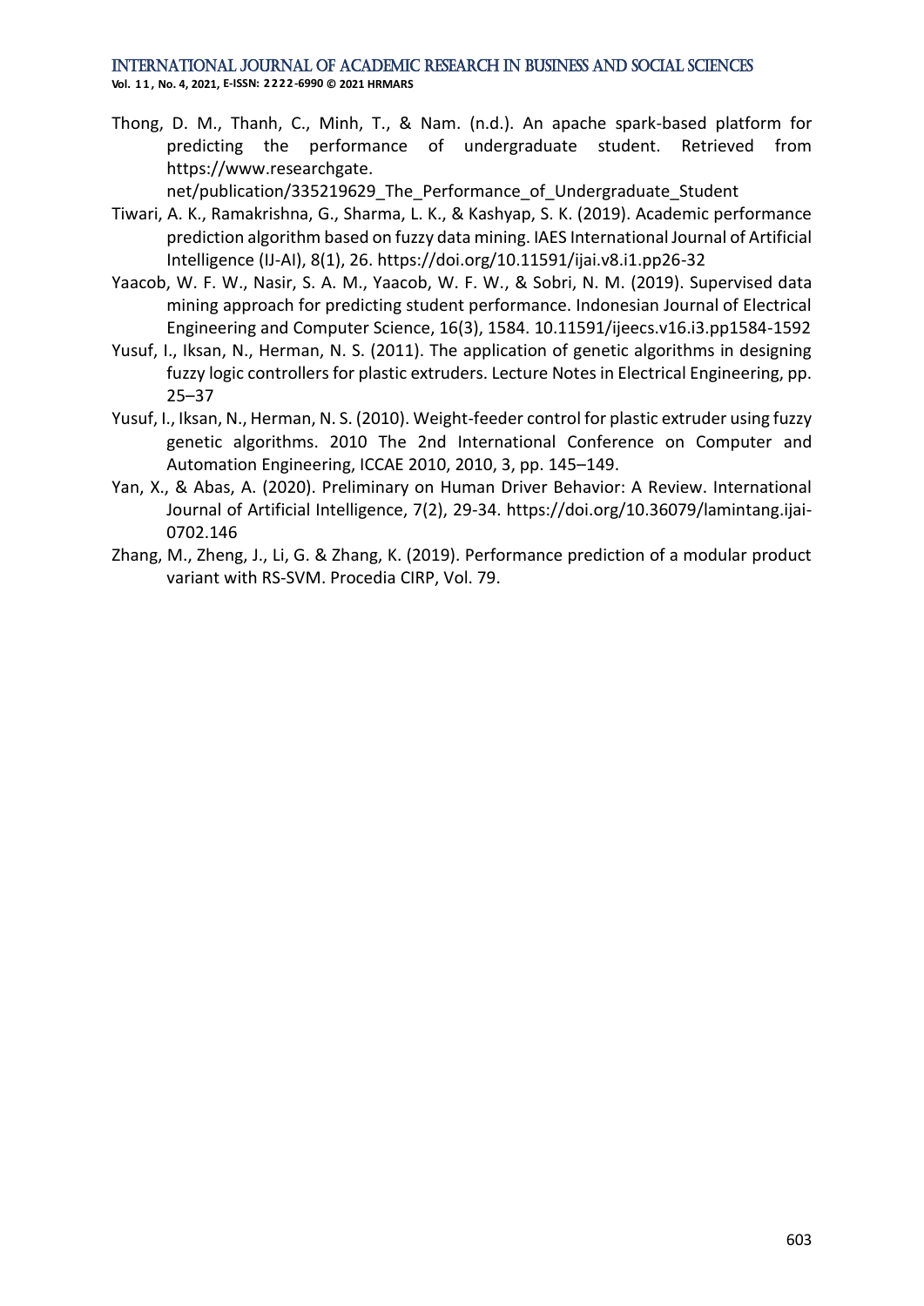Thong, D. M., Thanh, C., Minh, T., & Nam. (n.d.). An apache spark-based platform for predicting the performance of undergraduate student. Retrieved from https://www.researchgate.net/publication/335219629_The_Performance_of_Undergraduate_Student

Tiwari, A. K., Ramakrishna, G., Sharma, L. K., & Kashyap, S. K. (2019). Academic performance prediction algorithm based on fuzzy data mining. IAES International Journal of Artificial Intelligence (IJ-AI), 8(1), 26. https://doi.org/10.11591/ijai.v8.i1.pp26-32

Yaacob, W. F. W., Nasir, S. A. M., Yaacob, W. F. W., & Sobri, N. M. (2019). Supervised data mining approach for predicting student performance. Indonesian Journal of Electrical Engineering and Computer Science, 16(3), 1584. 10.11591/ijeecs.v16.i3.pp1584-1592

Yusuf, I., Iksan, N., Herman, N. S. (2011). The application of genetic algorithms in designing fuzzy logic controllers for plastic extruders. Lecture Notes in Electrical Engineering, pp. 25–37

Yusuf, I., Iksan, N., Herman, N. S. (2010). Weight-feeder control for plastic extruder using fuzzy genetic algorithms. 2010 The 2nd International Conference on Computer and Automation Engineering, ICCAE 2010, 2010, 3, pp. 145–149.

Yan, X., & Abas, A. (2020). Preliminary on Human Driver Behavior: A Review. International Journal of Artificial Intelligence, 7(2), 29-34. https://doi.org/10.36079/lamintang.ijai-0702.146

Zhang, M., Zheng, J., Li, G. & Zhang, K. (2019). Performance prediction of a modular product variant with RS-SVM. Procedia CIRP, Vol. 79.